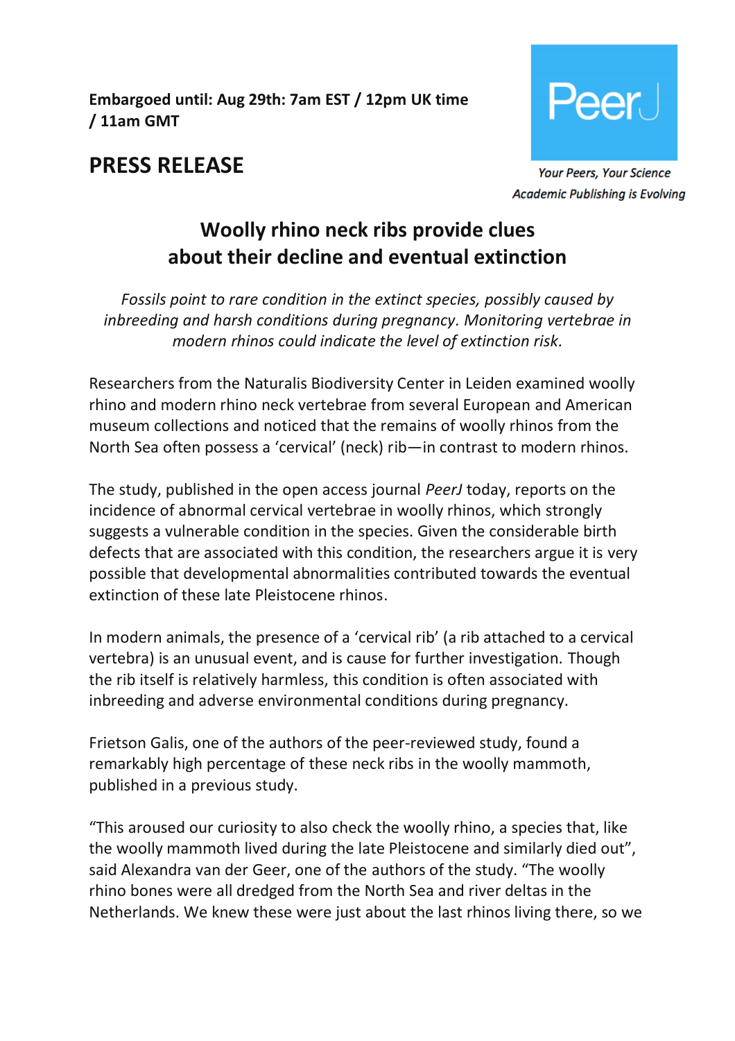**Embargoed until: Aug 29th: 7am EST / 12pm UK time / 11am GMT**

PeerJ

*Your Peers, Your Science*
*Academic Publishing is Evolving*

# PRESS RELEASE

## Woolly rhino neck ribs provide clues about their decline and eventual extinction

*Fossils point to rare condition in the extinct species, possibly caused by inbreeding and harsh conditions during pregnancy. Monitoring vertebrae in modern rhinos could indicate the level of extinction risk.*

Researchers from the Naturalis Biodiversity Center in Leiden examined woolly rhino and modern rhino neck vertebrae from several European and American museum collections and noticed that the remains of woolly rhinos from the North Sea often possess a 'cervical' (neck) rib—in contrast to modern rhinos.

The study, published in the open access journal *PeerJ* today, reports on the incidence of abnormal cervical vertebrae in woolly rhinos, which strongly suggests a vulnerable condition in the species. Given the considerable birth defects that are associated with this condition, the researchers argue it is very possible that developmental abnormalities contributed towards the eventual extinction of these late Pleistocene rhinos.

In modern animals, the presence of a 'cervical rib' (a rib attached to a cervical vertebra) is an unusual event, and is cause for further investigation. Though the rib itself is relatively harmless, this condition is often associated with inbreeding and adverse environmental conditions during pregnancy.

Frietson Galis, one of the authors of the peer-reviewed study, found a remarkably high percentage of these neck ribs in the woolly mammoth, published in a previous study.

"This aroused our curiosity to also check the woolly rhino, a species that, like the woolly mammoth lived during the late Pleistocene and similarly died out", said Alexandra van der Geer, one of the authors of the study. "The woolly rhino bones were all dredged from the North Sea and river deltas in the Netherlands. We knew these were just about the last rhinos living there, so we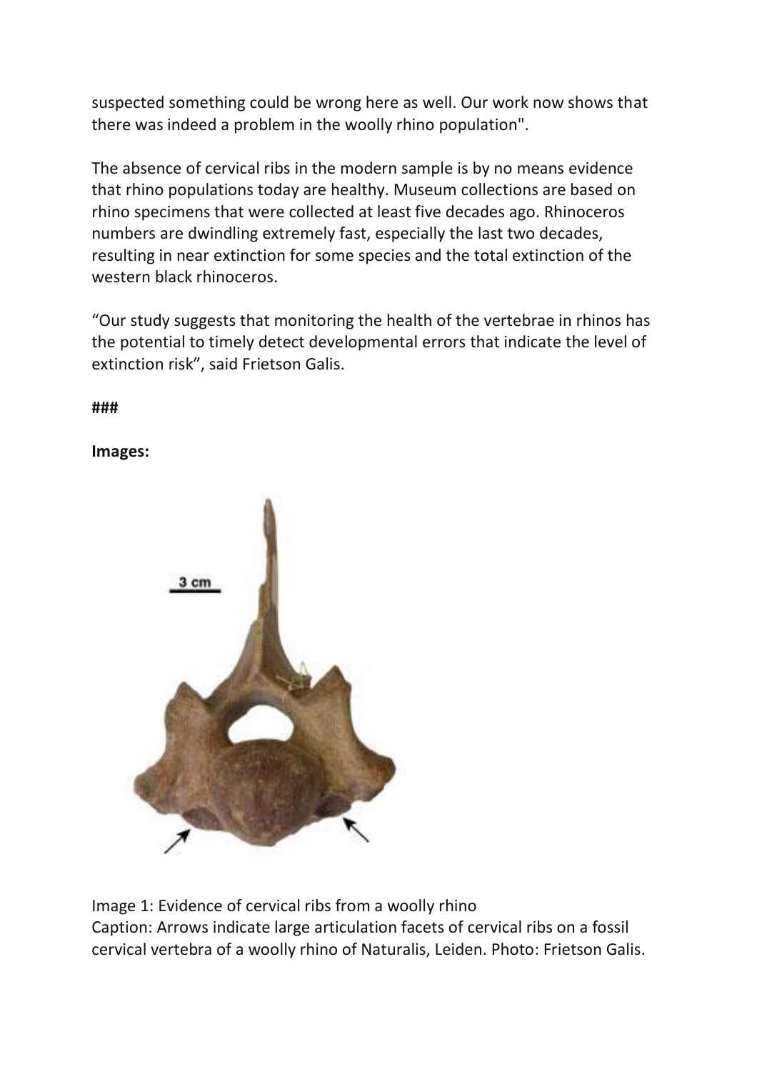suspected something could be wrong here as well. Our work now shows that there was indeed a problem in the woolly rhino population".

The absence of cervical ribs in the modern sample is by no means evidence that rhino populations today are healthy. Museum collections are based on rhino specimens that were collected at least five decades ago. Rhinoceros numbers are dwindling extremely fast, especially the last two decades, resulting in near extinction for some species and the total extinction of the western black rhinoceros.

“Our study suggests that monitoring the health of the vertebrae in rhinos has the potential to timely detect developmental errors that indicate the level of extinction risk”, said Frietson Galis.

###

**Images:**

Image 1: Evidence of cervical ribs from a woolly rhino
Caption: Arrows indicate large articulation facets of cervical ribs on a fossil cervical vertebra of a woolly rhino of Naturalis, Leiden. Photo: Frietson Galis.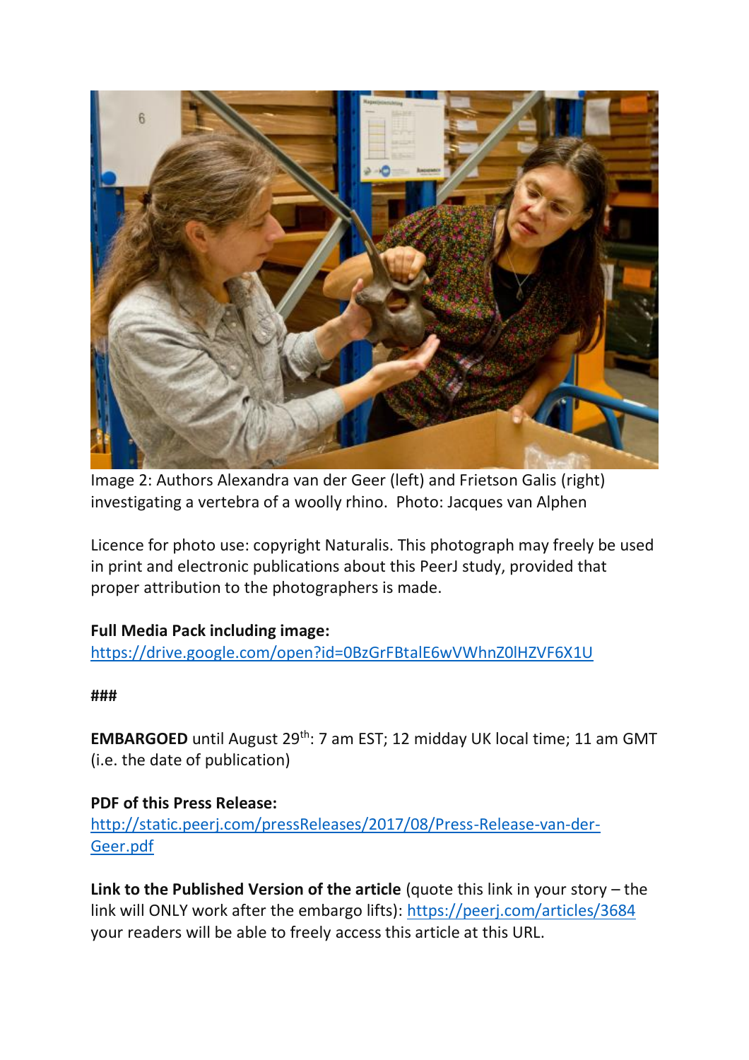Image 2: Authors Alexandra van der Geer (left) and Frietson Galis (right) investigating a vertebra of a woolly rhino. Photo: Jacques van Alphen

Licence for photo use: copyright Naturalis. This photograph may freely be used in print and electronic publications about this PeerJ study, provided that proper attribution to the photographers is made.

**Full Media Pack including image:**
https://drive.google.com/open?id=0BzGrFBtalE6wVWhnZ0lHZVF6X1U

###

**EMBARGOED** until August 29th: 7 am EST; 12 midday UK local time; 11 am GMT (i.e. the date of publication)

**PDF of this Press Release:**
http://static.peerj.com/pressReleases/2017/08/Press-Release-van-der-Geer.pdf

**Link to the Published Version of the article** (quote this link in your story – the link will ONLY work after the embargo lifts): https://peerj.com/articles/3684 your readers will be able to freely access this article at this URL.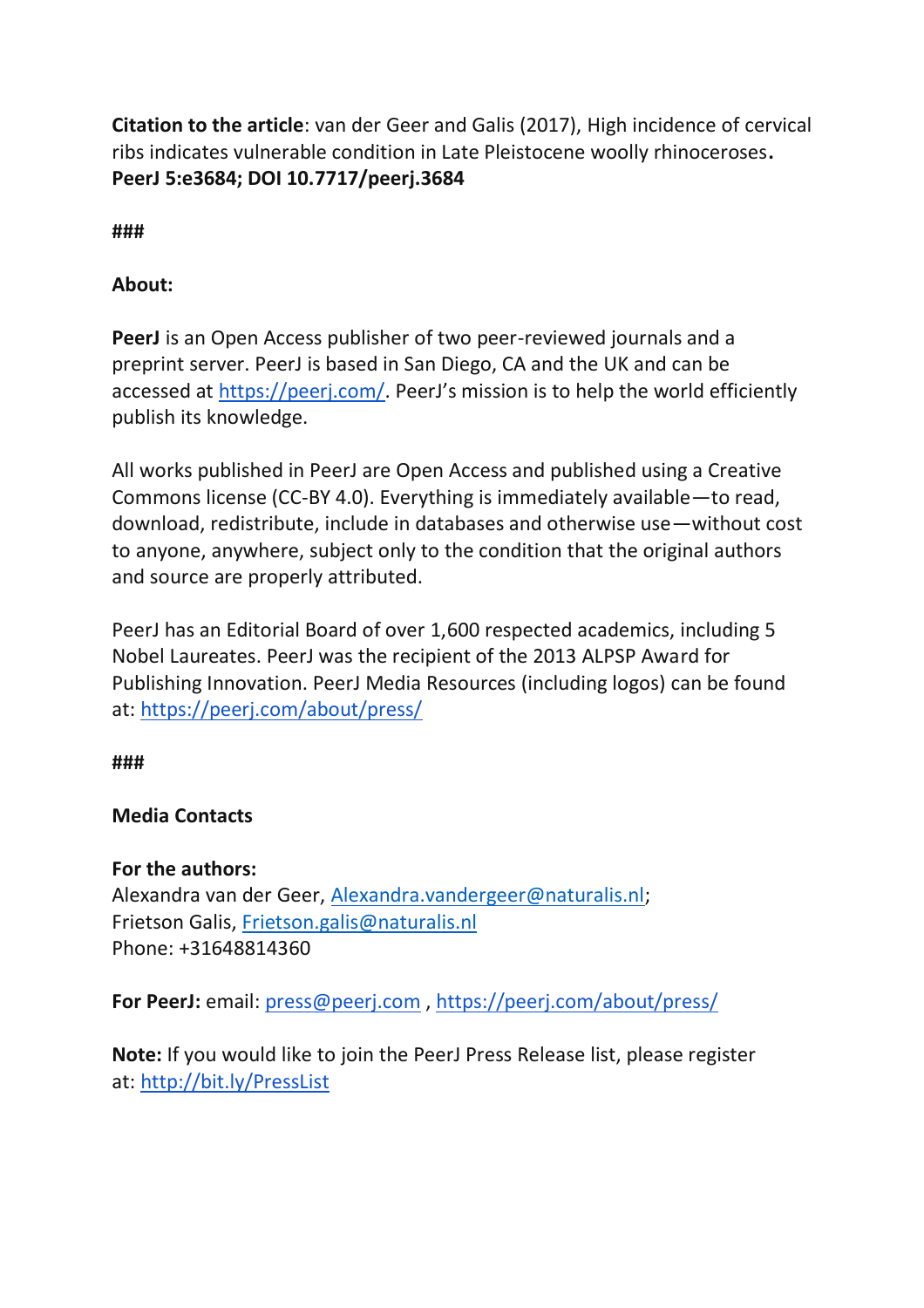**Citation to the article**: van der Geer and Galis (2017), High incidence of cervical ribs indicates vulnerable condition in Late Pleistocene woolly rhinoceroses. **PeerJ 5:e3684; DOI 10.7717/peerj.3684**

###

**About:**

**PeerJ** is an Open Access publisher of two peer-reviewed journals and a preprint server. PeerJ is based in San Diego, CA and the UK and can be accessed at https://peerj.com/. PeerJ's mission is to help the world efficiently publish its knowledge.

All works published in PeerJ are Open Access and published using a Creative Commons license (CC-BY 4.0). Everything is immediately available—to read, download, redistribute, include in databases and otherwise use—without cost to anyone, anywhere, subject only to the condition that the original authors and source are properly attributed.

PeerJ has an Editorial Board of over 1,600 respected academics, including 5 Nobel Laureates. PeerJ was the recipient of the 2013 ALPSP Award for Publishing Innovation. PeerJ Media Resources (including logos) can be found at: https://peerj.com/about/press/

###

**Media Contacts**

**For the authors:**
Alexandra van der Geer, Alexandra.vandergeer@naturalis.nl;
Frietson Galis, Frietson.galis@naturalis.nl
Phone: +31648814360

**For PeerJ:** email: press@peerj.com , https://peerj.com/about/press/

**Note:** If you would like to join the PeerJ Press Release list, please register at: http://bit.ly/PressList